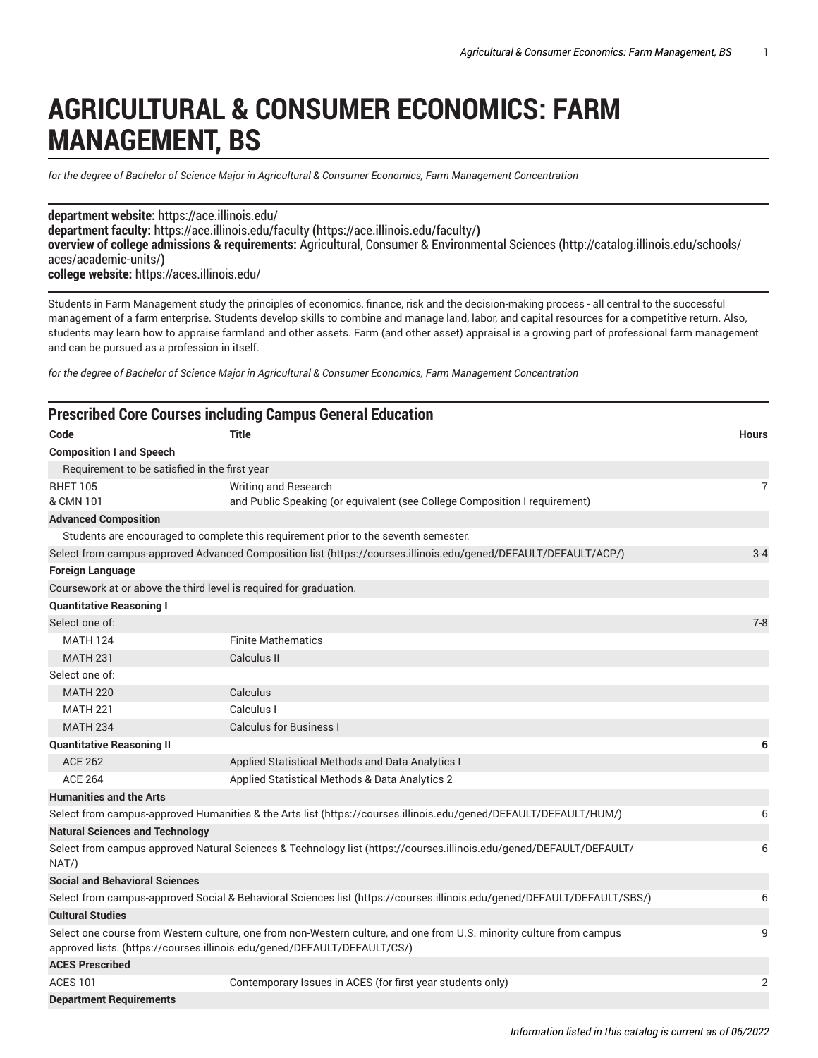# AGRICULTURAL & CONSUMER ECONOMICS: FARM MANAGEMENT, BS

*for the degree of Bachelor of Science Major in Agricultural & Consumer Economics, Farm Management Concentration*

**department website:** https://ace.illinois.edu/
**department faculty:** https://ace.illinois.edu/faculty (https://ace.illinois.edu/faculty/)
**overview of college admissions & requirements:** Agricultural, Consumer & Environmental Sciences (http://catalog.illinois.edu/schools/aces/academic-units/)
**college website:** https://aces.illinois.edu/

Students in Farm Management study the principles of economics, finance, risk and the decision-making process - all central to the successful management of a farm enterprise. Students develop skills to combine and manage land, labor, and capital resources for a competitive return. Also, students may learn how to appraise farmland and other assets. Farm (and other asset) appraisal is a growing part of professional farm management and can be pursued as a profession in itself.

*for the degree of Bachelor of Science Major in Agricultural & Consumer Economics, Farm Management Concentration*

## Prescribed Core Courses including Campus General Education

| Code | Title | Hours |
|---|---|---|
| **Composition I and Speech** | | |
| Requirement to be satisfied in the first year | | |
| RHET 105<br>& CMN 101 | Writing and Research<br>and Public Speaking (or equivalent (see College Composition I requirement) | 7 |
| **Advanced Composition** | | |
| Students are encouraged to complete this requirement prior to the seventh semester. | | |
| Select from campus-approved Advanced Composition list (https://courses.illinois.edu/gened/DEFAULT/DEFAULT/ACP/) | | 3-4 |
| **Foreign Language** | | |
| Coursework at or above the third level is required for graduation. | | |
| **Quantitative Reasoning I** | | |
| Select one of: | | 7-8 |
| MATH 124 | Finite Mathematics | |
| MATH 231 | Calculus II | |
| Select one of: | | |
| MATH 220 | Calculus | |
| MATH 221 | Calculus I | |
| MATH 234 | Calculus for Business I | |
| **Quantitative Reasoning II** | | **6** |
| ACE 262 | Applied Statistical Methods and Data Analytics I | |
| ACE 264 | Applied Statistical Methods & Data Analytics 2 | |
| **Humanities and the Arts** | | |
| Select from campus-approved Humanities & the Arts list (https://courses.illinois.edu/gened/DEFAULT/DEFAULT/HUM/) | | 6 |
| **Natural Sciences and Technology** | | |
| Select from campus-approved Natural Sciences & Technology list (https://courses.illinois.edu/gened/DEFAULT/DEFAULT/NAT/) | | 6 |
| **Social and Behavioral Sciences** | | |
| Select from campus-approved Social & Behavioral Sciences list (https://courses.illinois.edu/gened/DEFAULT/DEFAULT/SBS/) | | 6 |
| **Cultural Studies** | | |
| Select one course from Western culture, one from non-Western culture, and one from U.S. minority culture from campus approved lists. (https://courses.illinois.edu/gened/DEFAULT/DEFAULT/CS/) | | 9 |
| **ACES Prescribed** | | |
| ACES 101 | Contemporary Issues in ACES (for first year students only) | 2 |
| **Department Requirements** | | |

*Information listed in this catalog is current as of 06/2022*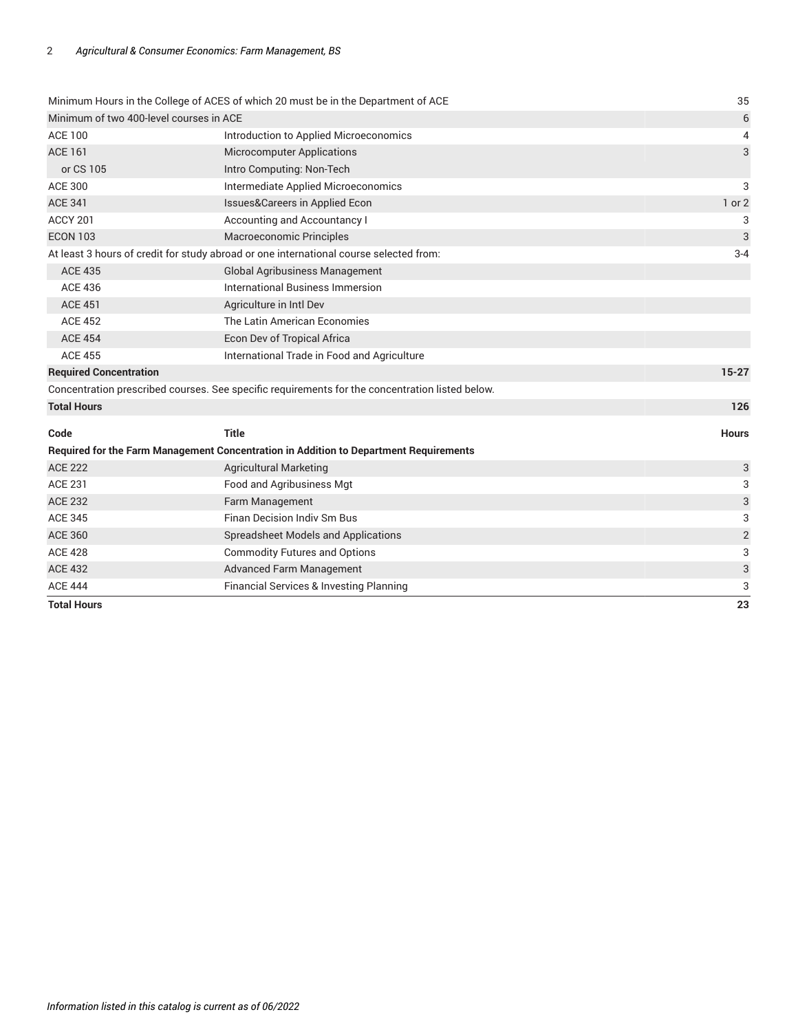| | | |
|---|---|---|
| Minimum Hours in the College of ACES of which 20 must be in the Department of ACE | | 35 |
| Minimum of two 400-level courses in ACE | | 6 |
| ACE 100 | Introduction to Applied Microeconomics | 4 |
| ACE 161 | Microcomputer Applications | 3 |
| or CS 105 | Intro Computing: Non-Tech | |
| ACE 300 | Intermediate Applied Microeconomics | 3 |
| ACE 341 | Issues&Careers in Applied Econ | 1 or 2 |
| ACCY 201 | Accounting and Accountancy I | 3 |
| ECON 103 | Macroeconomic Principles | 3 |
| At least 3 hours of credit for study abroad or one international course selected from: | | 3-4 |
| ACE 435 | Global Agribusiness Management | |
| ACE 436 | International Business Immersion | |
| ACE 451 | Agriculture in Intl Dev | |
| ACE 452 | The Latin American Economies | |
| ACE 454 | Econ Dev of Tropical Africa | |
| ACE 455 | International Trade in Food and Agriculture | |
| **Required Concentration** | | **15-27** |
| Concentration prescribed courses. See specific requirements for the concentration listed below. | | |
| **Total Hours** | | **126** |

| Code | Title | Hours |
|---|---|---|
| **Required for the Farm Management Concentration in Addition to Department Requirements** | | |
| ACE 222 | Agricultural Marketing | 3 |
| ACE 231 | Food and Agribusiness Mgt | 3 |
| ACE 232 | Farm Management | 3 |
| ACE 345 | Finan Decision Indiv Sm Bus | 3 |
| ACE 360 | Spreadsheet Models and Applications | 2 |
| ACE 428 | Commodity Futures and Options | 3 |
| ACE 432 | Advanced Farm Management | 3 |
| ACE 444 | Financial Services & Investing Planning | 3 |
| **Total Hours** | | **23** |